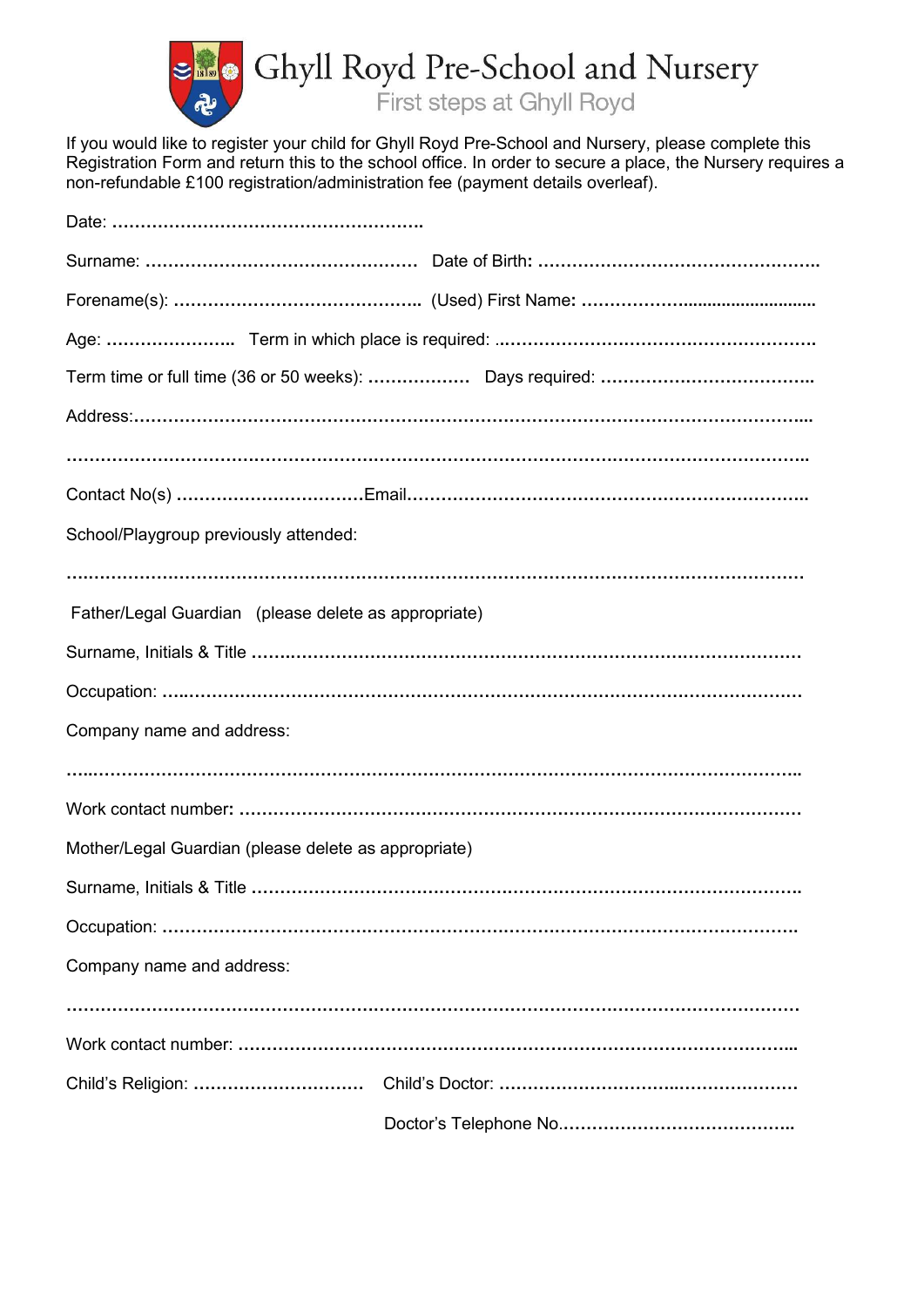# Ghyll Royd Pre-School and Nursery

First steps at Ghyll Royd

If you would like to register your child for Ghyll Royd Pre-School and Nursery, please complete this Registration Form and return this to the school office. In order to secure a place, the Nursery requires a non-refundable £100 registration/administration fee (payment details overleaf).

Date: ……………………………………………….

Surname: ………………………………………… Date of Birth: …………………………………………..

Forename(s): …………………………………….. (Used) First Name: ………………………………….

Age: ………………….. Term in which place is required: ..………………………………………………….

Term time or full time (36 or 50 weeks): ……………… Days required: ………………………………..

Address:……………………………………………………………………………………………………...

……………………………………………………………………………………………………………….

Contact No(s) ……………………………Email……………………………………………………………..

School/Playgroup previously attended:

……………………………………………………………………………………………………………….

Father/Legal Guardian (please delete as appropriate)

Surname, Initials & Title ……………………………………………………………………………………

Occupation: …..……………………………………………………………………………………………

Company name and address:

……………………………………………………………………………………………………………….

Work contact number: ………………………………………………………………………………………

Mother/Legal Guardian (please delete as appropriate)

Surname, Initials & Title …………………………………………………………………………………….

Occupation: …………………………………………………………………………………………………

Company name and address:

……………………………………………………………………………………………………………….

Work contact number: ……………………………………………………………………………………..

Child's Religion: ………………………… Child's Doctor: ………………………………………………

Doctor's Telephone No……………………………………..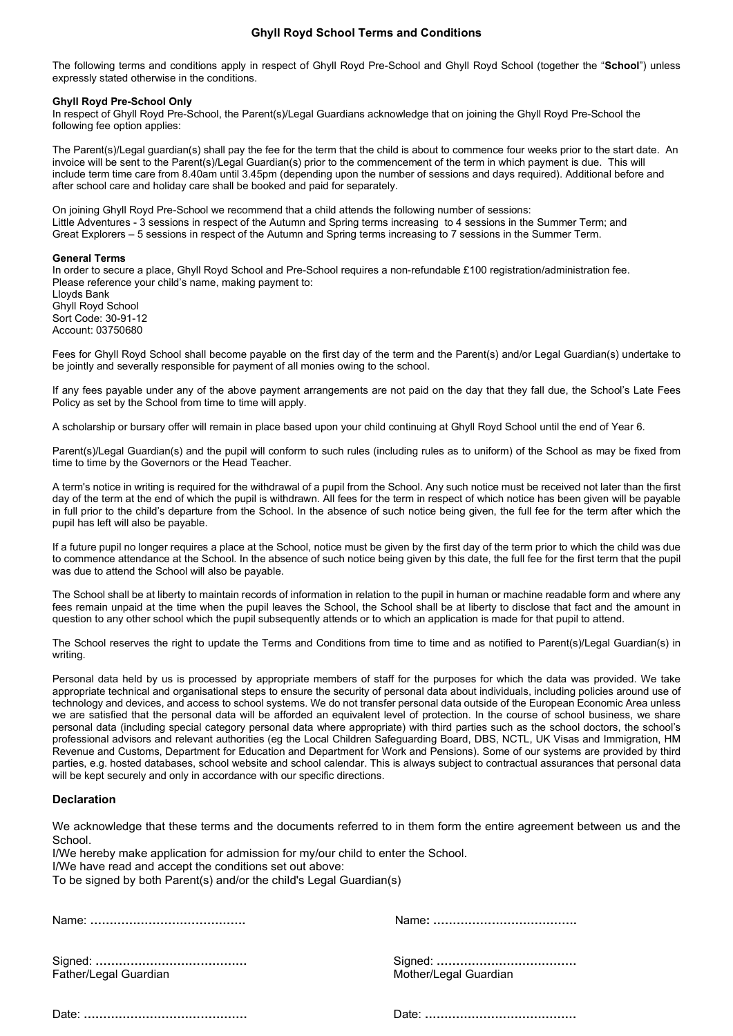# Ghyll Royd School Terms and Conditions

The following terms and conditions apply in respect of Ghyll Royd Pre-School and Ghyll Royd School (together the "**School**") unless expressly stated otherwise in the conditions.

**Ghyll Royd Pre-School Only**

In respect of Ghyll Royd Pre-School, the Parent(s)/Legal Guardians acknowledge that on joining the Ghyll Royd Pre-School the following fee option applies:

The Parent(s)/Legal guardian(s) shall pay the fee for the term that the child is about to commence four weeks prior to the start date. An invoice will be sent to the Parent(s)/Legal Guardian(s) prior to the commencement of the term in which payment is due. This will include term time care from 8.40am until 3.45pm (depending upon the number of sessions and days required). Additional before and after school care and holiday care shall be booked and paid for separately.

On joining Ghyll Royd Pre-School we recommend that a child attends the following number of sessions:
Little Adventures - 3 sessions in respect of the Autumn and Spring terms increasing to 4 sessions in the Summer Term; and
Great Explorers – 5 sessions in respect of the Autumn and Spring terms increasing to 7 sessions in the Summer Term.

**General Terms**

In order to secure a place, Ghyll Royd School and Pre-School requires a non-refundable £100 registration/administration fee.
Please reference your child's name, making payment to:
Lloyds Bank
Ghyll Royd School
Sort Code: 30-91-12
Account: 03750680

Fees for Ghyll Royd School shall become payable on the first day of the term and the Parent(s) and/or Legal Guardian(s) undertake to be jointly and severally responsible for payment of all monies owing to the school.

If any fees payable under any of the above payment arrangements are not paid on the day that they fall due, the School's Late Fees Policy as set by the School from time to time will apply.

A scholarship or bursary offer will remain in place based upon your child continuing at Ghyll Royd School until the end of Year 6.

Parent(s)/Legal Guardian(s) and the pupil will conform to such rules (including rules as to uniform) of the School as may be fixed from time to time by the Governors or the Head Teacher.

A term's notice in writing is required for the withdrawal of a pupil from the School. Any such notice must be received not later than the first day of the term at the end of which the pupil is withdrawn. All fees for the term in respect of which notice has been given will be payable in full prior to the child's departure from the School. In the absence of such notice being given, the full fee for the term after which the pupil has left will also be payable.

If a future pupil no longer requires a place at the School, notice must be given by the first day of the term prior to which the child was due to commence attendance at the School. In the absence of such notice being given by this date, the full fee for the first term that the pupil was due to attend the School will also be payable.

The School shall be at liberty to maintain records of information in relation to the pupil in human or machine readable form and where any fees remain unpaid at the time when the pupil leaves the School, the School shall be at liberty to disclose that fact and the amount in question to any other school which the pupil subsequently attends or to which an application is made for that pupil to attend.

The School reserves the right to update the Terms and Conditions from time to time and as notified to Parent(s)/Legal Guardian(s) in writing.

Personal data held by us is processed by appropriate members of staff for the purposes for which the data was provided. We take appropriate technical and organisational steps to ensure the security of personal data about individuals, including policies around use of technology and devices, and access to school systems. We do not transfer personal data outside of the European Economic Area unless we are satisfied that the personal data will be afforded an equivalent level of protection. In the course of school business, we share personal data (including special category personal data where appropriate) with third parties such as the school doctors, the school's professional advisors and relevant authorities (eg the Local Children Safeguarding Board, DBS, NCTL, UK Visas and Immigration, HM Revenue and Customs, Department for Education and Department for Work and Pensions). Some of our systems are provided by third parties, e.g. hosted databases, school website and school calendar. This is always subject to contractual assurances that personal data will be kept securely and only in accordance with our specific directions.

## Declaration

We acknowledge that these terms and the documents referred to in them form the entire agreement between us and the School.
I/We hereby make application for admission for my/our child to enter the School.
I/We have read and accept the conditions set out above:
To be signed by both Parent(s) and/or the child's Legal Guardian(s)

Name: ………………………………… Name: ………………………………

Signed: ………………………………… Signed: ………………………………
Father/Legal Guardian Mother/Legal Guardian

Date: …………………………………… Date: …………………………………